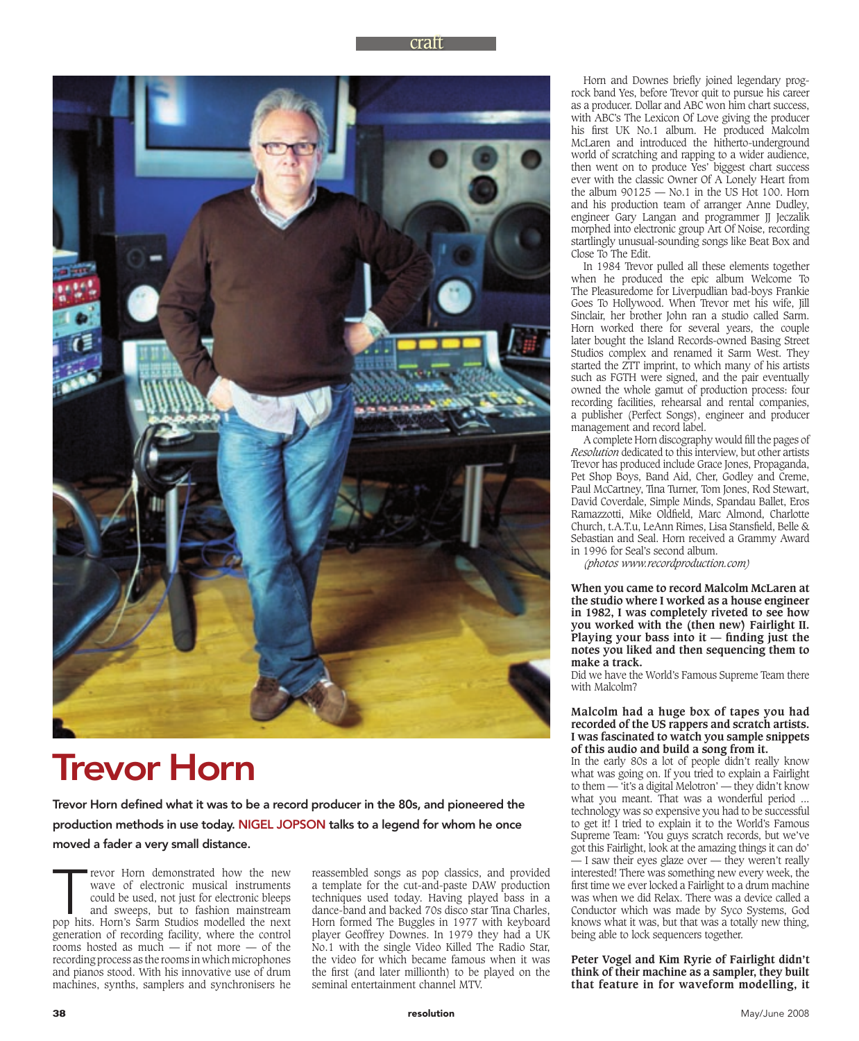# Trevor Horn

**Trevor Horn defined what it was to be a record producer in the 80s, and pioneered the production methods in use today. NIGEL JOPSON talks to a legend for whom he once moved a fader a very small distance.**

Trevor Horn demonstrated how the new wave of electronic musical instruments could be used, not just for electronic bleeps and sweeps, but to fashion mainstream pop hits. Horn's Sarm Studios modelled the next generation of recording facility, where the control rooms hosted as much — if not more — of the recording process as the rooms in which microphones and pianos stood. With his innovative use of drum machines, synths, samplers and synchronisers he reassembled songs as pop classics, and provided a template for the cut-and-paste DAW production techniques used today. Having played bass in a dance-band and backed 70s disco star Tina Charles, Horn formed The Buggles in 1977 with keyboard player Geoffrey Downes. In 1979 they had a UK No.1 with the single Video Killed The Radio Star, the video for which became famous when it was the first (and later millionth) to be played on the seminal entertainment channel MTV.

Horn and Downes briefly joined legendary prog-rock band Yes, before Trevor quit to pursue his career as a producer. Dollar and ABC won him chart success, with ABC's The Lexicon Of Love giving the producer his first UK No.1 album. He produced Malcolm McLaren and introduced the hitherto-underground world of scratching and rapping to a wider audience, then went on to produce Yes' biggest chart success ever with the classic Owner Of A Lonely Heart from the album 90125 — No.1 in the US Hot 100. Horn and his production team of arranger Anne Dudley, engineer Gary Langan and programmer JJ Jeczalik morphed into electronic group Art Of Noise, recording startlingly unusual-sounding songs like Beat Box and Close To The Edit.

In 1984 Trevor pulled all these elements together when he produced the epic album Welcome To The Pleasuredome for Liverpudlian bad-boys Frankie Goes To Hollywood. When Trevor met his wife, Jill Sinclair, her brother John ran a studio called Sarm. Horn worked there for several years, the couple later bought the Island Records-owned Basing Street Studios complex and renamed it Sarm West. They started the ZTT imprint, to which many of his artists such as FGTH were signed, and the pair eventually owned the whole gamut of production process: four recording facilities, rehearsal and rental companies, a publisher (Perfect Songs), engineer and producer management and record label.

A complete Horn discography would fill the pages of *Resolution* dedicated to this interview, but other artists Trevor has produced include Grace Jones, Propaganda, Pet Shop Boys, Band Aid, Cher, Godley and Creme, Paul McCartney, Tina Turner, Tom Jones, Rod Stewart, David Coverdale, Simple Minds, Spandau Ballet, Eros Ramazzotti, Mike Oldfield, Marc Almond, Charlotte Church, t.A.T.u, LeAnn Rimes, Lisa Stansfield, Belle & Sebastian and Seal. Horn received a Grammy Award in 1996 for Seal's second album.

*(photos www.recordproduction.com)*

**When you came to record Malcolm McLaren at the studio where I worked as a house engineer in 1982, I was completely riveted to see how you worked with the (then new) Fairlight II. Playing your bass into it — finding just the notes you liked and then sequencing them to make a track.**

Did we have the World's Famous Supreme Team there with Malcolm?

**Malcolm had a huge box of tapes you had recorded of the US rappers and scratch artists. I was fascinated to watch you sample snippets of this audio and build a song from it.**

In the early 80s a lot of people didn't really know what was going on. If you tried to explain a Fairlight to them — 'it's a digital Melotron' — they didn't know what you meant. That was a wonderful period ... technology was so expensive you had to be successful to get it! I tried to explain it to the World's Famous Supreme Team: 'You guys scratch records, but we've got this Fairlight, look at the amazing things it can do' — I saw their eyes glaze over — they weren't really interested! There was something new every week, the first time we ever locked a Fairlight to a drum machine was when we did Relax. There was a device called a Conductor which was made by Syco Systems, God knows what it was, but that was a totally new thing, being able to lock sequencers together.

**Peter Vogel and Kim Ryrie of Fairlight didn't think of their machine as a sampler, they built that feature in for waveform modelling, it**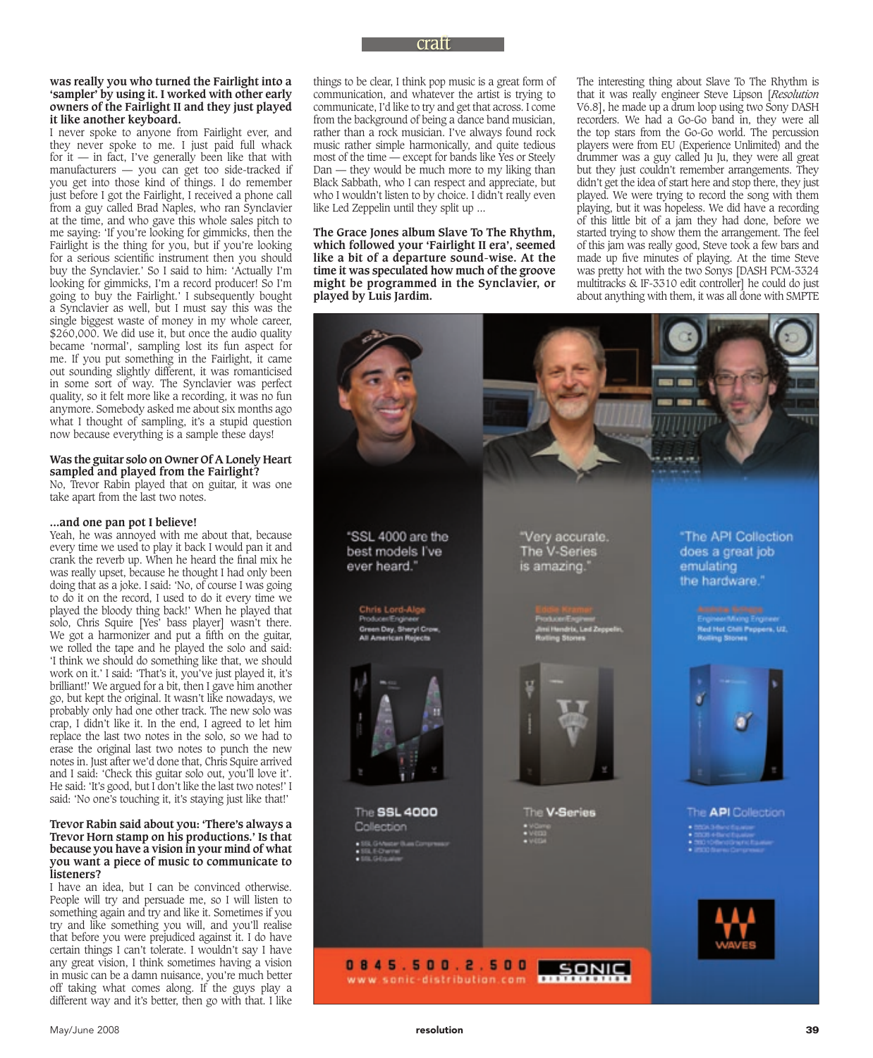**was really you who turned the Fairlight into a 'sampler' by using it. I worked with other early owners of the Fairlight II and they just played it like another keyboard.**

I never spoke to anyone from Fairlight ever, and they never spoke to me. I just paid full whack for it — in fact, I've generally been like that with manufacturers — you can get too side-tracked if you get into those kind of things. I do remember just before I got the Fairlight, I received a phone call from a guy called Brad Naples, who ran Synclavier at the time, and who gave this whole sales pitch to me saying: 'If you're looking for gimmicks, then the Fairlight is the thing for you, but if you're looking for a serious scientific instrument then you should buy the Synclavier.' So I said to him: 'Actually I'm looking for gimmicks, I'm a record producer! So I'm going to buy the Fairlight.' I subsequently bought a Synclavier as well, but I must say this was the single biggest waste of money in my whole career, $260,000. We did use it, but once the audio quality became 'normal', sampling lost its fun aspect for me. If you put something in the Fairlight, it came out sounding slightly different, it was romanticised in some sort of way. The Synclavier was perfect quality, so it felt more like a recording, it was no fun anymore. Somebody asked me about six months ago what I thought of sampling, it's a stupid question now because everything is a sample these days!

**Was the guitar solo on Owner Of A Lonely Heart sampled and played from the Fairlight?**

No, Trevor Rabin played that on guitar, it was one take apart from the last two notes.

**...and one pan pot I believe!**

Yeah, he was annoyed with me about that, because every time we used to play it back I would pan it and crank the reverb up. When he heard the final mix he was really upset, because he thought I had only been doing that as a joke. I said: 'No, of course I was going to do it on the record, I used to do it every time we played the bloody thing back!' When he played that solo, Chris Squire [Yes' bass player] wasn't there. We got a harmonizer and put a fifth on the guitar, we rolled the tape and he played the solo and said: 'I think we should do something like that, we should work on it.' I said: 'That's it, you've just played it, it's brilliant!' We argued for a bit, then I gave him another go, but kept the original. It wasn't like nowadays, we probably only had one other track. The new solo was crap, I didn't like it. In the end, I agreed to let him replace the last two notes in the solo, so we had to erase the original last two notes to punch the new notes in. Just after we'd done that, Chris Squire arrived and I said: 'Check this guitar solo out, you'll love it'. He said: 'It's good, but I don't like the last two notes!' I said: 'No one's touching it, it's staying just like that!'

**Trevor Rabin said about you: 'There's always a Trevor Horn stamp on his productions.' Is that because you have a vision in your mind of what you want a piece of music to communicate to listeners?**

I have an idea, but I can be convinced otherwise. People will try and persuade me, so I will listen to something again and try and like it. Sometimes if you try and like something you will, and you'll realise that before you were prejudiced against it. I do have certain things I can't tolerate. I wouldn't say I have any great vision, I think sometimes having a vision in music can be a damn nuisance, you're much better off taking what comes along. If the guys play a different way and it's better, then go with that. I like things to be clear, I think pop music is a great form of communication, and whatever the artist is trying to communicate, I'd like to try and get that across. I come from the background of being a dance band musician, rather than a rock musician. I've always found rock music rather simple harmonically, and quite tedious most of the time — except for bands like Yes or Steely Dan — they would be much more to my liking than Black Sabbath, who I can respect and appreciate, but who I wouldn't listen to by choice. I didn't really even like Led Zeppelin until they split up ...

**The Grace Jones album Slave To The Rhythm, which followed your 'Fairlight II era', seemed like a bit of a departure sound-wise. At the time it was speculated how much of the groove might be programmed in the Synclavier, or played by Luis Jardim.**

The interesting thing about Slave To The Rhythm is that it was really engineer Steve Lipson [*Resolution* V6.8], he made up a drum loop using two Sony DASH recorders. We had a Go-Go band in, they were all the top stars from the Go-Go world. The percussion players were from EU (Experience Unlimited) and the drummer was a guy called Ju Ju, they were all great but they just couldn't remember arrangements. They didn't get the idea of start here and stop there, they just played. We were trying to record the song with them playing, but it was hopeless. We did have a recording of this little bit of a jam they had done, before we started trying to show them the arrangement. The feel of this jam was really good, Steve took a few bars and made up five minutes of playing. At the time Steve was pretty hot with the two Sonys [DASH PCM-3324 multitracks & IF-3310 edit controller] he could do just about anything with them, it was all done with SMPTE

"SSL 4000 are the best models I've ever heard."

Chris Lord-Alge
Producer/Engineer
Green Day, Sheryl Crow, All American Rejects

"Very accurate. The V-Series is amazing."

Eddie Kramer
Producer/Engineer
Jimi Hendrix, Led Zeppelin, Rolling Stones

"The API Collection does a great job emulating the hardware."

Andrew Scheps
Engineer/Mixing Engineer
Red Hot Chili Peppers, U2, Rolling Stones

The **SSL 4000** Collection
- SSL G-Master Buss Compressor
- SSL E-Channel
- SSL G-Equalizer

The **V-Series**
- V-Comp
- V-EQ3
- V-EQ4

The **API** Collection
- 550A 3-Band Equalizer
- 550B 4-Band Equalizer
- 560 10-Band Graphic Equalizer
- 2500 Stereo Compressor

WAVES

0845.500.2.500
www.sonic-distribution.com

SONIC DISTRIBUTION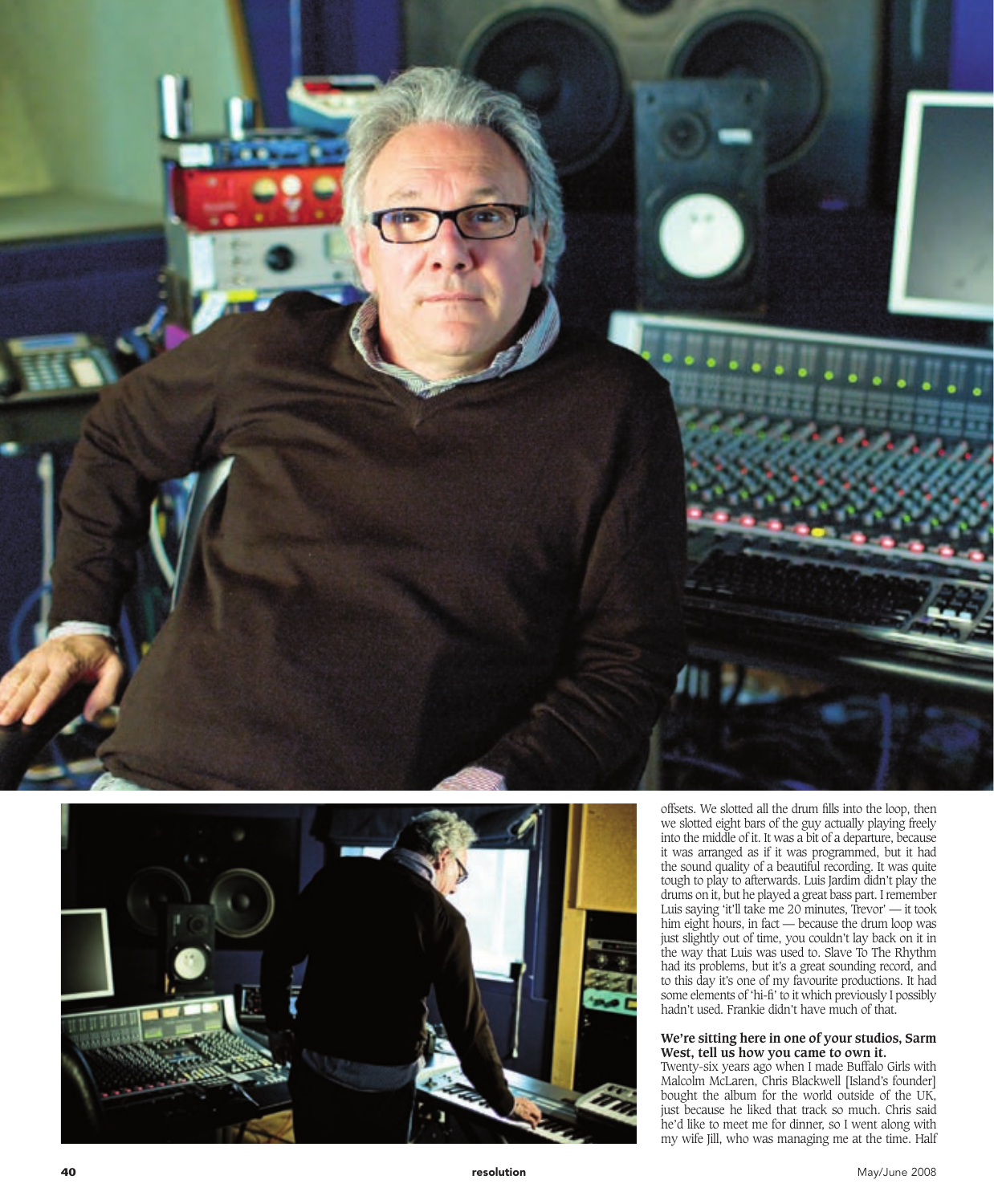offsets. We slotted all the drum fills into the loop, then we slotted eight bars of the guy actually playing freely into the middle of it. It was a bit of a departure, because it was arranged as if it was programmed, but it had the sound quality of a beautiful recording. It was quite tough to play to afterwards. Luis Jardim didn't play the drums on it, but he played a great bass part. I remember Luis saying 'it'll take me 20 minutes, Trevor' — it took him eight hours, in fact — because the drum loop was just slightly out of time, you couldn't lay back on it in the way that Luis was used to. Slave To The Rhythm had its problems, but it's a great sounding record, and to this day it's one of my favourite productions. It had some elements of 'hi-fi' to it which previously I possibly hadn't used. Frankie didn't have much of that.

**We're sitting here in one of your studios, Sarm West, tell us how you came to own it.**

Twenty-six years ago when I made Buffalo Girls with Malcolm McLaren, Chris Blackwell [Island's founder] bought the album for the world outside of the UK, just because he liked that track so much. Chris said he'd like to meet me for dinner, so I went along with my wife Jill, who was managing me at the time. Half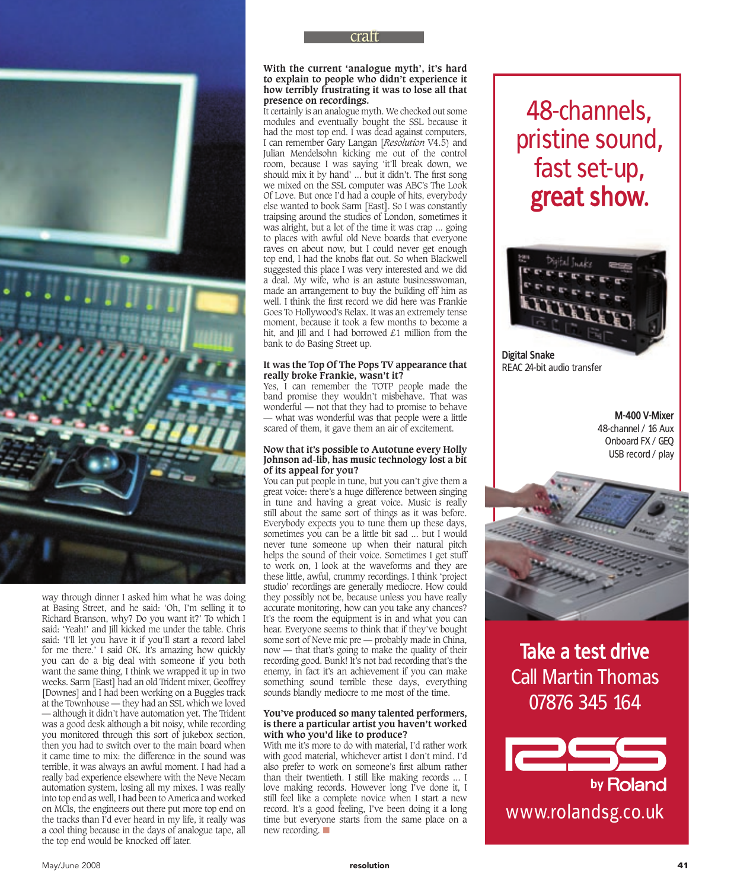way through dinner I asked him what he was doing at Basing Street, and he said: 'Oh, I'm selling it to Richard Branson, why? Do you want it?' To which I said: 'Yeah!' and Jill kicked me under the table. Chris said: 'I'll let you have it if you'll start a record label for me there.' I said OK. It's amazing how quickly you can do a big deal with someone if you both want the same thing, I think we wrapped it up in two weeks. Sarm [East] had an old Trident mixer, Geoffrey [Downes] and I had been working on a Buggles track at the Townhouse — they had an SSL which we loved — although it didn't have automation yet. The Trident was a good desk although a bit noisy, while recording you monitored through this sort of jukebox section, then you had to switch over to the main board when it came time to mix: the difference in the sound was terrible, it was always an awful moment. I had had a really bad experience elsewhere with the Neve Necam automation system, losing all my mixes. I was really into top end as well, I had been to America and worked on MCIs, the engineers out there put more top end on the tracks than I'd ever heard in my life, it really was a cool thing because in the days of analogue tape, all the top end would be knocked off later.

**With the current 'analogue myth', it's hard to explain to people who didn't experience it how terribly frustrating it was to lose all that presence on recordings.**

It certainly is an analogue myth. We checked out some modules and eventually bought the SSL because it had the most top end. I was dead against computers, I can remember Gary Langan [*Resolution* V4.5) and Julian Mendelsohn kicking me out of the control room, because I was saying 'it'll break down, we should mix it by hand' ... but it didn't. The first song we mixed on the SSL computer was ABC's The Look Of Love. But once I'd had a couple of hits, everybody else wanted to book Sarm [East]. So I was constantly traipsing around the studios of London, sometimes it was alright, but a lot of the time it was crap ... going to places with awful old Neve boards that everyone raves on about now, but I could never get enough top end, I had the knobs flat out. So when Blackwell suggested this place I was very interested and we did a deal. My wife, who is an astute businesswoman, made an arrangement to buy the building off him as well. I think the first record we did here was Frankie Goes To Hollywood's Relax. It was an extremely tense moment, because it took a few months to become a hit, and Jill and I had borrowed £1 million from the bank to do Basing Street up.

**It was the Top Of The Pops TV appearance that really broke Frankie, wasn't it?**

Yes, I can remember the TOTP people made the band promise they wouldn't misbehave. That was wonderful — not that they had to promise to behave — what was wonderful was that people were a little scared of them, it gave them an air of excitement.

**Now that it's possible to Autotune every Holly Johnson ad-lib, has music technology lost a bit of its appeal for you?**

You can put people in tune, but you can't give them a great voice: there's a huge difference between singing in tune and having a great voice. Music is really still about the same sort of things as it was before. Everybody expects you to tune them up these days, sometimes you can be a little bit sad ... but I would never tune someone up when their natural pitch helps the sound of their voice. Sometimes I get stuff to work on, I look at the waveforms and they are these little, awful, crummy recordings. I think 'project studio' recordings are generally mediocre. How could they possibly not be, because unless you have really accurate monitoring, how can you take any chances? It's the room the equipment is in and what you can hear. Everyone seems to think that if they've bought some sort of Neve mic pre — probably made in China, now — that that's going to make the quality of their recording good. Bunk! It's not bad recording that's the enemy, in fact it's an achievement if you can make something sound terrible these days, everything sounds blandly mediocre to me most of the time.

**You've produced so many talented performers, is there a particular artist you haven't worked with who you'd like to produce?**

With me it's more to do with material, I'd rather work with good material, whichever artist I don't mind. I'd also prefer to work on someone's first album rather than their twentieth. I still like making records ... I love making records. However long I've done it, I still feel like a complete novice when I start a new record. It's a good feeling, I've been doing it a long time but everyone starts from the same place on a new recording. ■

48-channels, pristine sound, fast set-up, **great show.**

**Digital Snake**
REAC 24-bit audio transfer

**M-400 V-Mixer**
48-channel / 16 Aux
Onboard FX / GEQ
USB record / play

**Take a test drive**
Call Martin Thomas
07876 345 164

RSS by Roland
www.rolandsg.co.uk